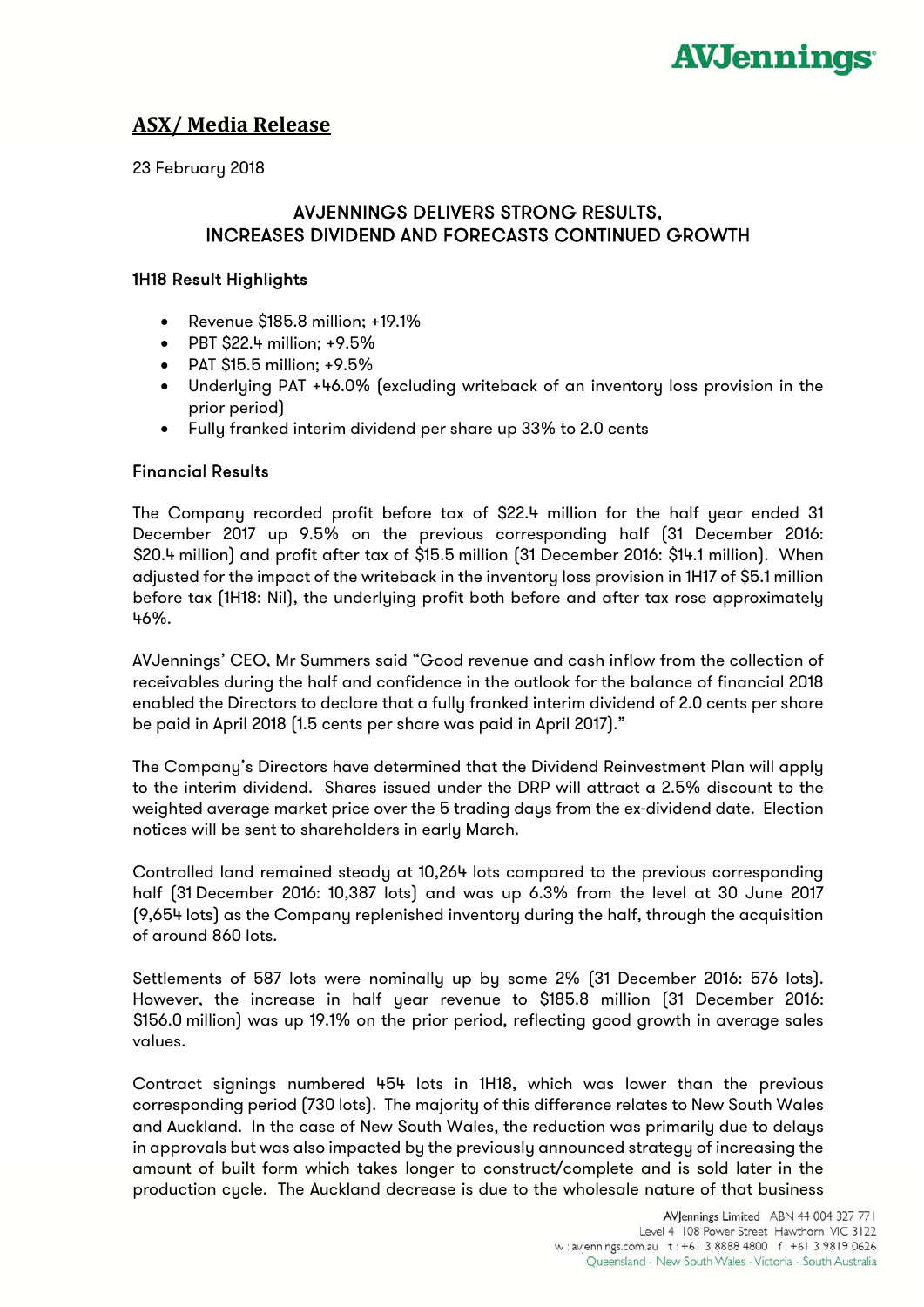## ASX/ Media Release

23 February 2018

### AVJENNINGS DELIVERS STRONG RESULTS, INCREASES DIVIDEND AND FORECASTS CONTINUED GROWTH

### 1H18 Result Highlights

- Revenue $185.8 million; +19.1%
- PBT $22.4 million; +9.5%
- PAT $15.5 million; +9.5%
- Underlying PAT +46.0% (excluding writeback of an inventory loss provision in the prior period)
- Fully franked interim dividend per share up 33% to 2.0 cents

### Financial Results

The Company recorded profit before tax of $22.4 million for the half year ended 31 December 2017 up 9.5% on the previous corresponding half (31 December 2016: $20.4 million) and profit after tax of $15.5 million (31 December 2016: $14.1 million). When adjusted for the impact of the writeback in the inventory loss provision in 1H17 of $5.1 million before tax (1H18: Nil), the underlying profit both before and after tax rose approximately 46%.

AVJennings' CEO, Mr Summers said "Good revenue and cash inflow from the collection of receivables during the half and confidence in the outlook for the balance of financial 2018 enabled the Directors to declare that a fully franked interim dividend of 2.0 cents per share be paid in April 2018 (1.5 cents per share was paid in April 2017)."

The Company's Directors have determined that the Dividend Reinvestment Plan will apply to the interim dividend. Shares issued under the DRP will attract a 2.5% discount to the weighted average market price over the 5 trading days from the ex-dividend date. Election notices will be sent to shareholders in early March.

Controlled land remained steady at 10,264 lots compared to the previous corresponding half (31 December 2016: 10,387 lots) and was up 6.3% from the level at 30 June 2017 (9,654 lots) as the Company replenished inventory during the half, through the acquisition of around 860 lots.

Settlements of 587 lots were nominally up by some 2% (31 December 2016: 576 lots). However, the increase in half year revenue to $185.8 million (31 December 2016: $156.0 million) was up 19.1% on the prior period, reflecting good growth in average sales values.

Contract signings numbered 454 lots in 1H18, which was lower than the previous corresponding period (730 lots). The majority of this difference relates to New South Wales and Auckland. In the case of New South Wales, the reduction was primarily due to delays in approvals but was also impacted by the previously announced strategy of increasing the amount of built form which takes longer to construct/complete and is sold later in the production cycle. The Auckland decrease is due to the wholesale nature of that business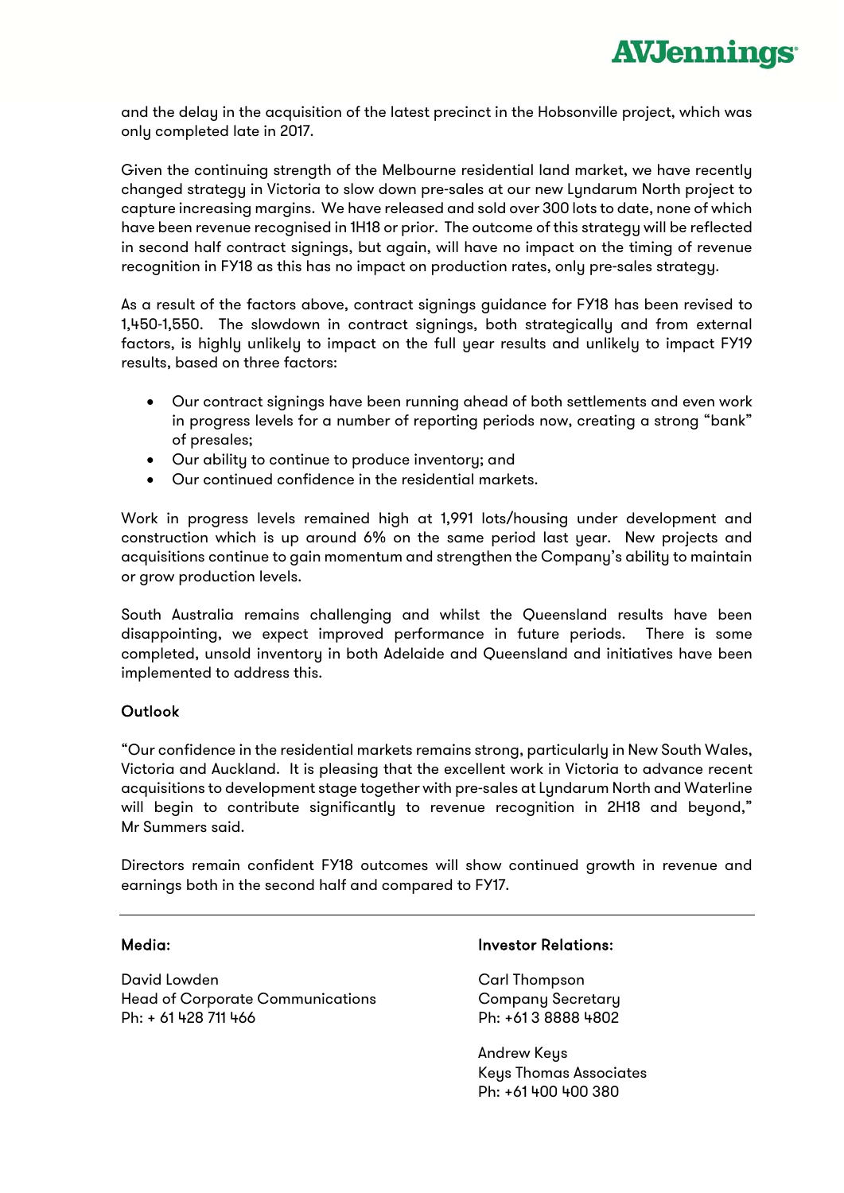and the delay in the acquisition of the latest precinct in the Hobsonville project, which was only completed late in 2017.

Given the continuing strength of the Melbourne residential land market, we have recently changed strategy in Victoria to slow down pre-sales at our new Lyndarum North project to capture increasing margins. We have released and sold over 300 lots to date, none of which have been revenue recognised in 1H18 or prior. The outcome of this strategy will be reflected in second half contract signings, but again, will have no impact on the timing of revenue recognition in FY18 as this has no impact on production rates, only pre-sales strategy.

As a result of the factors above, contract signings guidance for FY18 has been revised to 1,450-1,550. The slowdown in contract signings, both strategically and from external factors, is highly unlikely to impact on the full year results and unlikely to impact FY19 results, based on three factors:

- Our contract signings have been running ahead of both settlements and even work in progress levels for a number of reporting periods now, creating a strong "bank" of presales;
- Our ability to continue to produce inventory; and
- Our continued confidence in the residential markets.

Work in progress levels remained high at 1,991 lots/housing under development and construction which is up around 6% on the same period last year. New projects and acquisitions continue to gain momentum and strengthen the Company's ability to maintain or grow production levels.

South Australia remains challenging and whilst the Queensland results have been disappointing, we expect improved performance in future periods. There is some completed, unsold inventory in both Adelaide and Queensland and initiatives have been implemented to address this.

## Outlook

"Our confidence in the residential markets remains strong, particularly in New South Wales, Victoria and Auckland. It is pleasing that the excellent work in Victoria to advance recent acquisitions to development stage together with pre-sales at Lyndarum North and Waterline will begin to contribute significantly to revenue recognition in 2H18 and beyond," Mr Summers said.

Directors remain confident FY18 outcomes will show continued growth in revenue and earnings both in the second half and compared to FY17.

---

**Media:**

David Lowden
Head of Corporate Communications
Ph: + 61 428 711 466

**Investor Relations:**

Carl Thompson
Company Secretary
Ph: +61 3 8888 4802

Andrew Keys
Keys Thomas Associates
Ph: +61 400 400 380